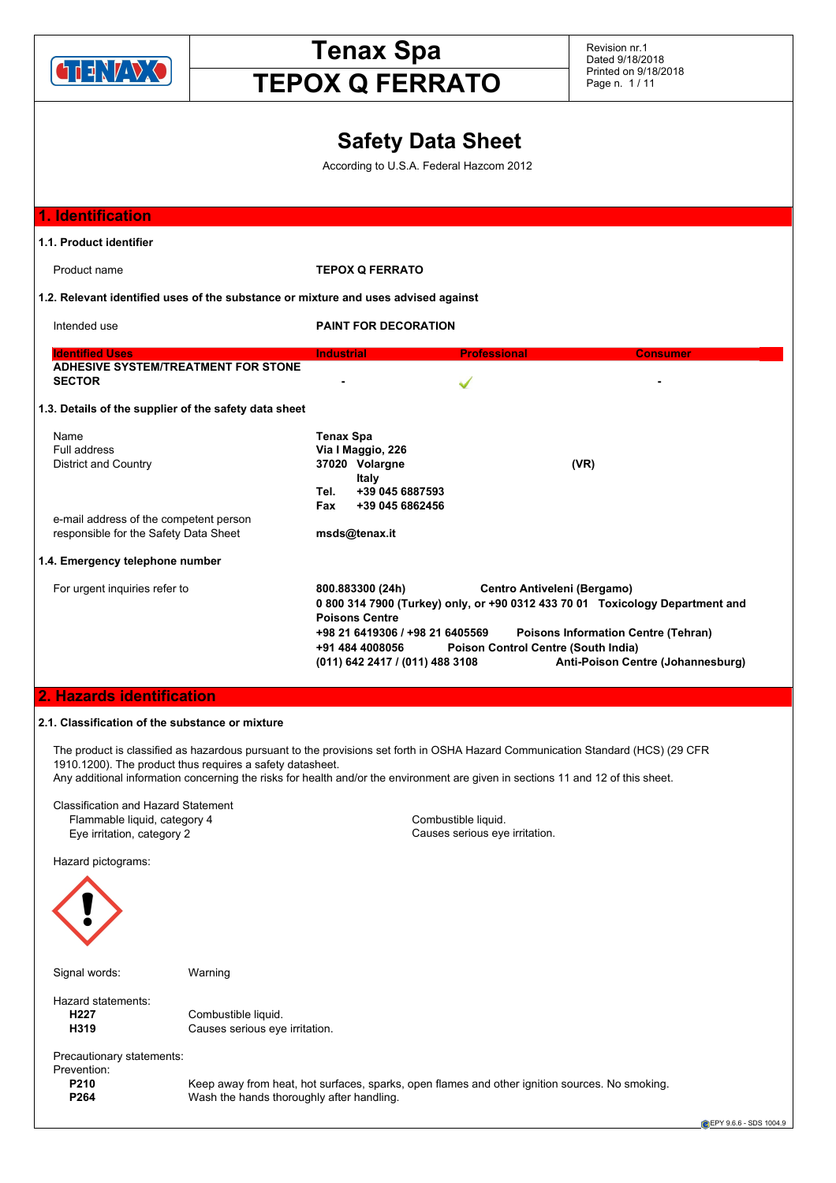# Tenax Spa

# TEPOX Q FERRATO

Revision nr.1
Dated 9/18/2018
Printed on 9/18/2018

## Safety Data Sheet

According to U.S.A. Federal Hazcom 2012

## 1. Identification

### 1.1. Product identifier

Product name **TEPOX Q FERRATO**

### 1.2. Relevant identified uses of the substance or mixture and uses advised against

Intended use **PAINT FOR DECORATION**

| Identified Uses | Industrial | Professional | Consumer |
|---|---|---|---|
| **ADHESIVE SYSTEM/TREATMENT FOR STONE SECTOR** | - | ✓ | - |

### 1.3. Details of the supplier of the safety data sheet

| | |
|---|---|
| Name | **Tenax Spa** |
| Full address | **Via I Maggio, 226** |
| District and Country | **37020 Volargne (VR)** |
| | **Italy** |
| | **Tel. +39 045 6887593** |
| | **Fax +39 045 6862456** |
| e-mail address of the competent person responsible for the Safety Data Sheet | **msds@tenax.it** |

### 1.4. Emergency telephone number

For urgent inquiries refer to

**800.883300 (24h) Centro Antiveleni (Bergamo)**
**0 800 314 7900 (Turkey) only, or +90 0312 433 70 01 Toxicology Department and Poisons Centre**
**+98 21 6419306 / +98 21 6405569 Poisons Information Centre (Tehran)**
**+91 484 4008056 Poison Control Centre (South India)**
**(011) 642 2417 / (011) 488 3108 Anti-Poison Centre (Johannesburg)**

## 2. Hazards identification

### 2.1. Classification of the substance or mixture

The product is classified as hazardous pursuant to the provisions set forth in OSHA Hazard Communication Standard (HCS) (29 CFR 1910.1200). The product thus requires a safety datasheet.
Any additional information concerning the risks for health and/or the environment are given in sections 11 and 12 of this sheet.

Classification and Hazard Statement

| | |
|---|---|
| Flammable liquid, category 4 | Combustible liquid. |
| Eye irritation, category 2 | Causes serious eye irritation. |

Hazard pictograms:

Signal words: Warning

Hazard statements:

| | |
|---|---|
| **H227** | Combustible liquid. |
| **H319** | Causes serious eye irritation. |

Precautionary statements:
Prevention:

| | |
|---|---|
| **P210** | Keep away from heat, hot surfaces, sparks, open flames and other ignition sources. No smoking. |
| **P264** | Wash the hands thoroughly after handling. |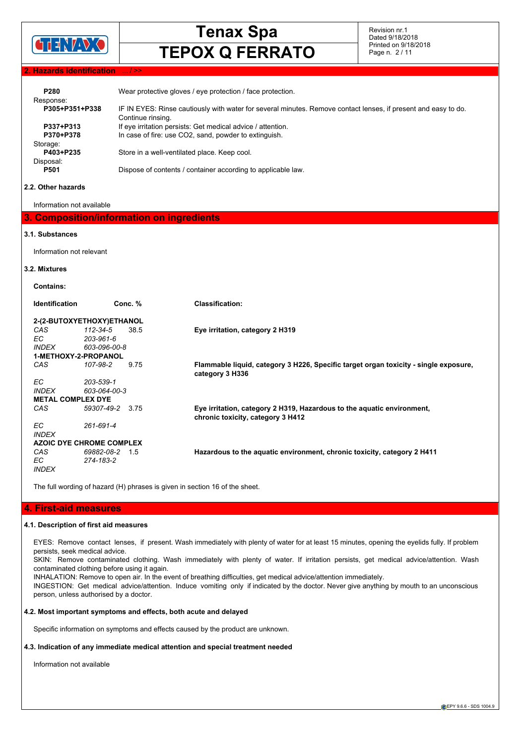## 2. Hazards identification ... / >>

| | |
|---|---|
| **P280** | Wear protective gloves / eye protection / face protection. |
| Response: | |
| **P305+P351+P338** | IF IN EYES: Rinse cautiously with water for several minutes. Remove contact lenses, if present and easy to do. Continue rinsing. |
| **P337+P313** | If eye irritation persists: Get medical advice / attention. |
| **P370+P378** | In case of fire: use CO2, sand, powder to extinguish. |
| Storage: | |
| **P403+P235** | Store in a well-ventilated place. Keep cool. |
| Disposal: | |
| **P501** | Dispose of contents / container according to applicable law. |

### 2.2. Other hazards

Information not available

## 3. Composition/information on ingredients

### 3.1. Substances

Information not relevant

### 3.2. Mixtures

**Contains:**

| Identification | | Conc. % | Classification: |
|---|---|---|---|
| **2-(2-BUTOXYETHOXY)ETHANOL** | | | |
| *CAS* | *112-34-5* | 38.5 | **Eye irritation, category 2 H319** |
| *EC* | *203-961-6* | | |
| *INDEX* | *603-096-00-8* | | |
| **1-METHOXY-2-PROPANOL** | | | |
| *CAS* | *107-98-2* | 9.75 | **Flammable liquid, category 3 H226, Specific target organ toxicity - single exposure, category 3 H336** |
| *EC* | *203-539-1* | | |
| *INDEX* | *603-064-00-3* | | |
| **METAL COMPLEX DYE** | | | |
| *CAS* | *59307-49-2* | 3.75 | **Eye irritation, category 2 H319, Hazardous to the aquatic environment, chronic toxicity, category 3 H412** |
| *EC* | *261-691-4* | | |
| *INDEX* | | | |
| **AZOIC DYE CHROME COMPLEX** | | | |
| *CAS* | *69882-08-2* | 1.5 | **Hazardous to the aquatic environment, chronic toxicity, category 2 H411** |
| *EC* | *274-183-2* | | |
| *INDEX* | | | |

The full wording of hazard (H) phrases is given in section 16 of the sheet.

## 4. First-aid measures

### 4.1. Description of first aid measures

EYES: Remove contact lenses, if present. Wash immediately with plenty of water for at least 15 minutes, opening the eyelids fully. If problem persists, seek medical advice.

SKIN: Remove contaminated clothing. Wash immediately with plenty of water. If irritation persists, get medical advice/attention. Wash contaminated clothing before using it again.

INHALATION: Remove to open air. In the event of breathing difficulties, get medical advice/attention immediately.

INGESTION: Get medical advice/attention. Induce vomiting only if indicated by the doctor. Never give anything by mouth to an unconscious person, unless authorised by a doctor.

### 4.2. Most important symptoms and effects, both acute and delayed

Specific information on symptoms and effects caused by the product are unknown.

### 4.3. Indication of any immediate medical attention and special treatment needed

Information not available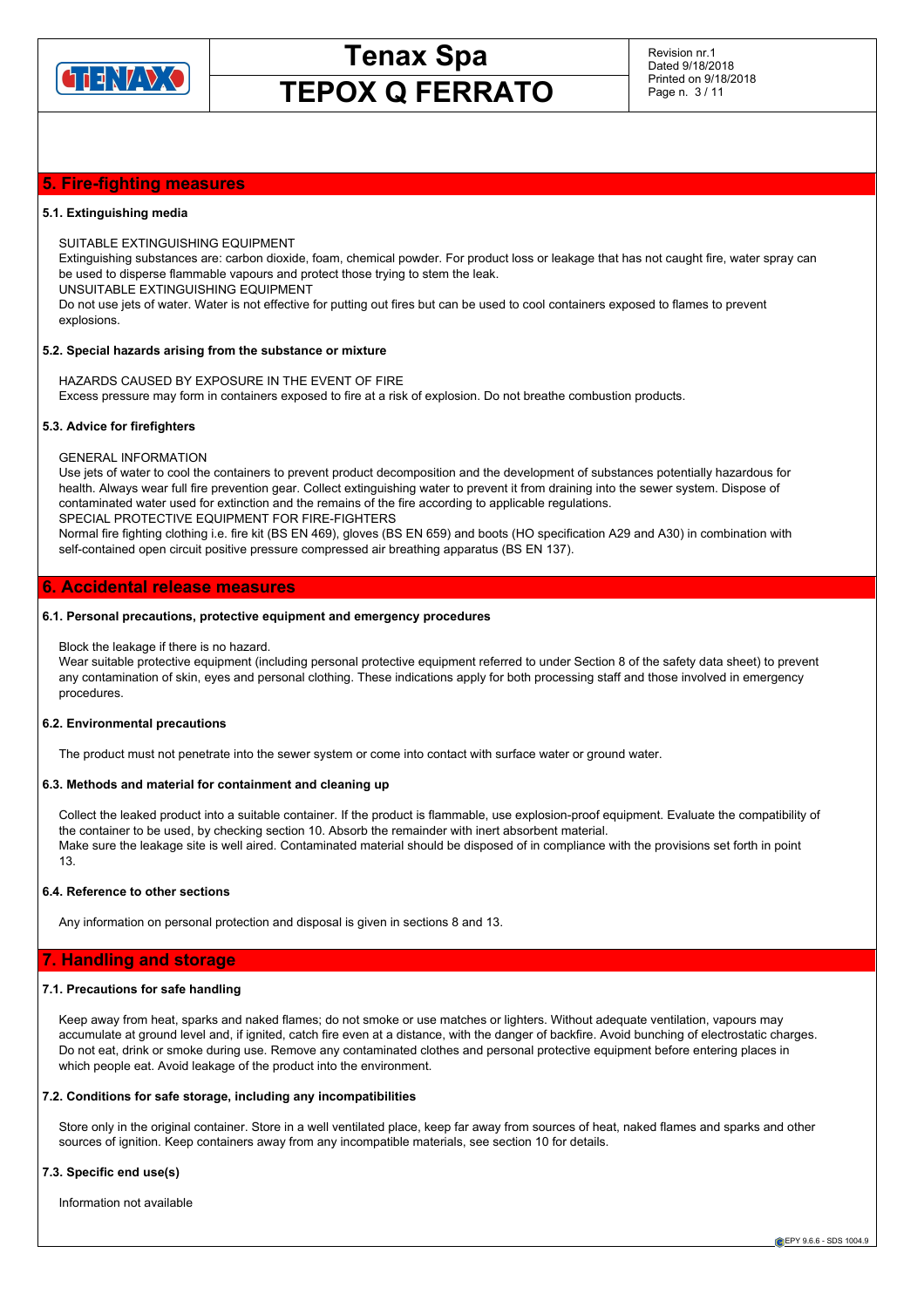## 5. Fire-fighting measures

### 5.1. Extinguishing media

SUITABLE EXTINGUISHING EQUIPMENT
Extinguishing substances are: carbon dioxide, foam, chemical powder. For product loss or leakage that has not caught fire, water spray can be used to disperse flammable vapours and protect those trying to stem the leak.
UNSUITABLE EXTINGUISHING EQUIPMENT
Do not use jets of water. Water is not effective for putting out fires but can be used to cool containers exposed to flames to prevent explosions.

### 5.2. Special hazards arising from the substance or mixture

HAZARDS CAUSED BY EXPOSURE IN THE EVENT OF FIRE
Excess pressure may form in containers exposed to fire at a risk of explosion. Do not breathe combustion products.

### 5.3. Advice for firefighters

GENERAL INFORMATION
Use jets of water to cool the containers to prevent product decomposition and the development of substances potentially hazardous for health. Always wear full fire prevention gear. Collect extinguishing water to prevent it from draining into the sewer system. Dispose of contaminated water used for extinction and the remains of the fire according to applicable regulations.
SPECIAL PROTECTIVE EQUIPMENT FOR FIRE-FIGHTERS
Normal fire fighting clothing i.e. fire kit (BS EN 469), gloves (BS EN 659) and boots (HO specification A29 and A30) in combination with self-contained open circuit positive pressure compressed air breathing apparatus (BS EN 137).

## 6. Accidental release measures

### 6.1. Personal precautions, protective equipment and emergency procedures

Block the leakage if there is no hazard.
Wear suitable protective equipment (including personal protective equipment referred to under Section 8 of the safety data sheet) to prevent any contamination of skin, eyes and personal clothing. These indications apply for both processing staff and those involved in emergency procedures.

### 6.2. Environmental precautions

The product must not penetrate into the sewer system or come into contact with surface water or ground water.

### 6.3. Methods and material for containment and cleaning up

Collect the leaked product into a suitable container. If the product is flammable, use explosion-proof equipment. Evaluate the compatibility of the container to be used, by checking section 10. Absorb the remainder with inert absorbent material.
Make sure the leakage site is well aired. Contaminated material should be disposed of in compliance with the provisions set forth in point 13.

### 6.4. Reference to other sections

Any information on personal protection and disposal is given in sections 8 and 13.

## 7. Handling and storage

### 7.1. Precautions for safe handling

Keep away from heat, sparks and naked flames; do not smoke or use matches or lighters. Without adequate ventilation, vapours may accumulate at ground level and, if ignited, catch fire even at a distance, with the danger of backfire. Avoid bunching of electrostatic charges. Do not eat, drink or smoke during use. Remove any contaminated clothes and personal protective equipment before entering places in which people eat. Avoid leakage of the product into the environment.

### 7.2. Conditions for safe storage, including any incompatibilities

Store only in the original container. Store in a well ventilated place, keep far away from sources of heat, naked flames and sparks and other sources of ignition. Keep containers away from any incompatible materials, see section 10 for details.

### 7.3. Specific end use(s)

Information not available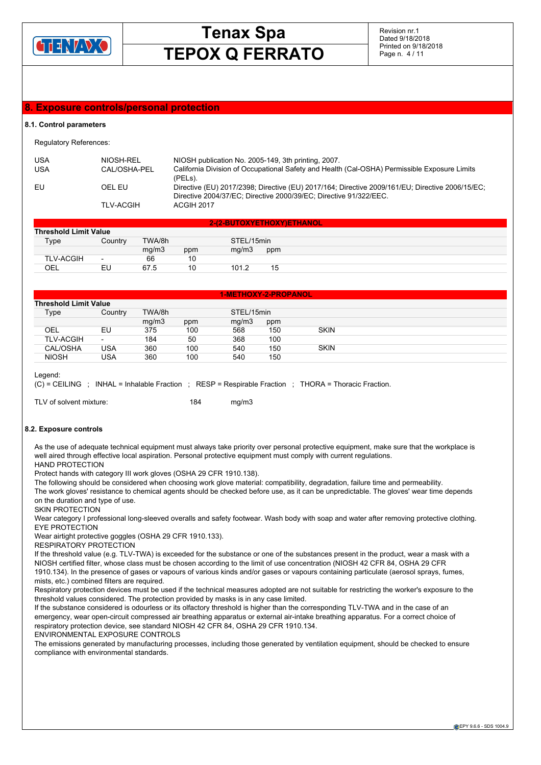## 8. Exposure controls/personal protection

### 8.1. Control parameters

Regulatory References:

| | | |
|---|---|---|
| USA | NIOSH-REL | NIOSH publication No. 2005-149, 3th printing, 2007. |
| USA | CAL/OSHA-PEL | California Division of Occupational Safety and Health (Cal-OSHA) Permissible Exposure Limits (PELs). |
| EU | OEL EU | Directive (EU) 2017/2398; Directive (EU) 2017/164; Directive 2009/161/EU; Directive 2006/15/EC; Directive 2004/37/EC; Directive 2000/39/EC; Directive 91/322/EEC. |
| | TLV-ACGIH | ACGIH 2017 |

**2-(2-BUTOXYETHOXY)ETHANOL**

**Threshold Limit Value**

| Type | Country | TWA/8h | | STEL/15min | | |
|---|---|---|---|---|---|---|
| | | mg/m3 | ppm | mg/m3 | ppm | |
| TLV-ACGIH | - | 66 | 10 | | | |
| OEL | EU | 67.5 | 10 | 101.2 | 15 | |

**1-METHOXY-2-PROPANOL**

**Threshold Limit Value**

| Type | Country | TWA/8h | | STEL/15min | | |
|---|---|---|---|---|---|---|
| | | mg/m3 | ppm | mg/m3 | ppm | |
| OEL | EU | 375 | 100 | 568 | 150 | SKIN |
| TLV-ACGIH | - | 184 | 50 | 368 | 100 | |
| CAL/OSHA | USA | 360 | 100 | 540 | 150 | SKIN |
| NIOSH | USA | 360 | 100 | 540 | 150 | |

Legend:

(C) = CEILING ; INHAL = Inhalable Fraction ; RESP = Respirable Fraction ; THORA = Thoracic Fraction.

TLV of solvent mixture: 184 mg/m3

### 8.2. Exposure controls

As the use of adequate technical equipment must always take priority over personal protective equipment, make sure that the workplace is well aired through effective local aspiration. Personal protective equipment must comply with current regulations.

HAND PROTECTION

Protect hands with category III work gloves (OSHA 29 CFR 1910.138).

The following should be considered when choosing work glove material: compatibility, degradation, failure time and permeability.

The work gloves' resistance to chemical agents should be checked before use, as it can be unpredictable. The gloves' wear time depends on the duration and type of use.

SKIN PROTECTION

Wear category I professional long-sleeved overalls and safety footwear. Wash body with soap and water after removing protective clothing.

EYE PROTECTION

Wear airtight protective goggles (OSHA 29 CFR 1910.133).

RESPIRATORY PROTECTION

If the threshold value (e.g. TLV-TWA) is exceeded for the substance or one of the substances present in the product, wear a mask with a NIOSH certified filter, whose class must be chosen according to the limit of use concentration (NIOSH 42 CFR 84, OSHA 29 CFR 1910.134). In the presence of gases or vapours of various kinds and/or gases or vapours containing particulate (aerosol sprays, fumes, mists, etc.) combined filters are required.

Respiratory protection devices must be used if the technical measures adopted are not suitable for restricting the worker's exposure to the threshold values considered. The protection provided by masks is in any case limited.

If the substance considered is odourless or its olfactory threshold is higher than the corresponding TLV-TWA and in the case of an emergency, wear open-circuit compressed air breathing apparatus or external air-intake breathing apparatus. For a correct choice of respiratory protection device, see standard NIOSH 42 CFR 84, OSHA 29 CFR 1910.134.

ENVIRONMENTAL EXPOSURE CONTROLS

The emissions generated by manufacturing processes, including those generated by ventilation equipment, should be checked to ensure compliance with environmental standards.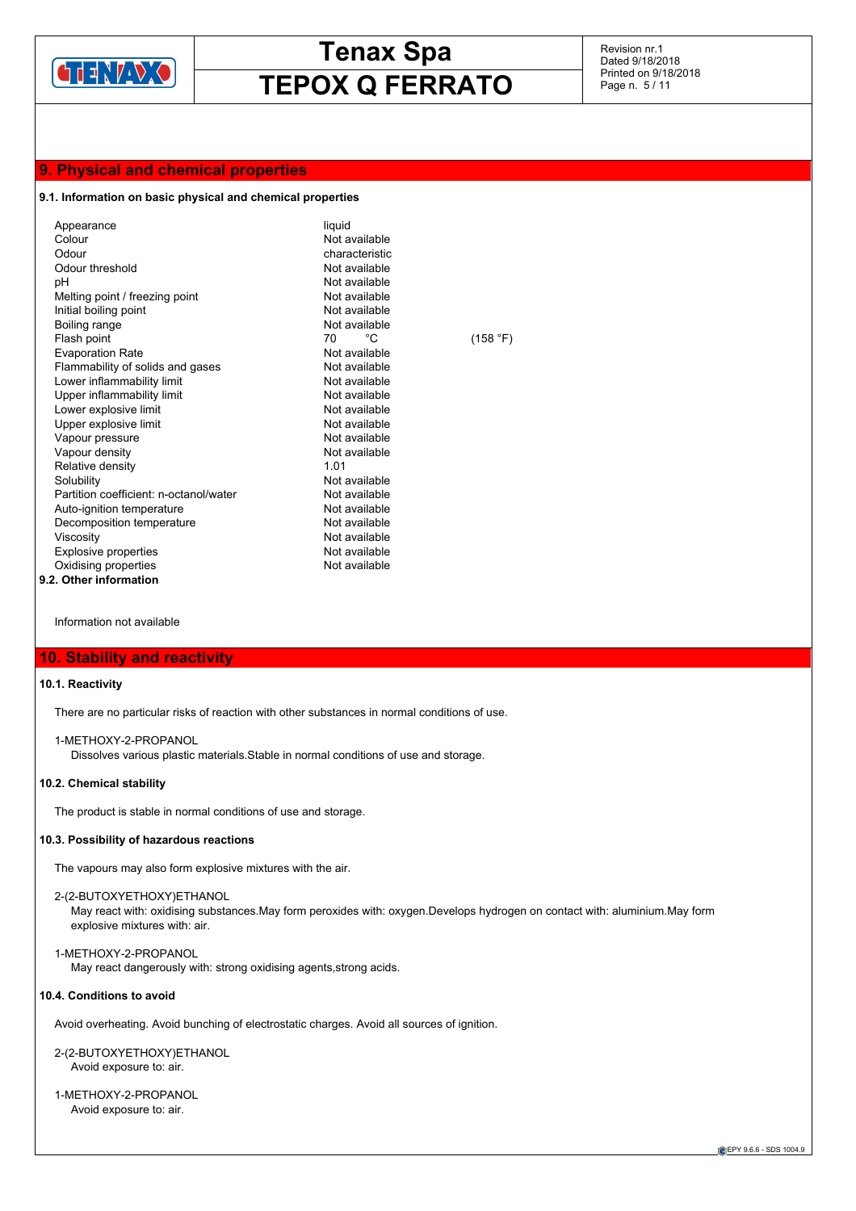## 9. Physical and chemical properties

### 9.1. Information on basic physical and chemical properties

| Property | Value | |
|---|---|---|
| Appearance | liquid | |
| Colour | Not available | |
| Odour | characteristic | |
| Odour threshold | Not available | |
| pH | Not available | |
| Melting point / freezing point | Not available | |
| Initial boiling point | Not available | |
| Boiling range | Not available | |
| Flash point | 70 °C | (158 °F) |
| Evaporation Rate | Not available | |
| Flammability of solids and gases | Not available | |
| Lower inflammability limit | Not available | |
| Upper inflammability limit | Not available | |
| Lower explosive limit | Not available | |
| Upper explosive limit | Not available | |
| Vapour pressure | Not available | |
| Vapour density | Not available | |
| Relative density | 1.01 | |
| Solubility | Not available | |
| Partition coefficient: n-octanol/water | Not available | |
| Auto-ignition temperature | Not available | |
| Decomposition temperature | Not available | |
| Viscosity | Not available | |
| Explosive properties | Not available | |
| Oxidising properties | Not available | |

### 9.2. Other information

Information not available

## 10. Stability and reactivity

### 10.1. Reactivity

There are no particular risks of reaction with other substances in normal conditions of use.

1-METHOXY-2-PROPANOL
Dissolves various plastic materials.Stable in normal conditions of use and storage.

### 10.2. Chemical stability

The product is stable in normal conditions of use and storage.

### 10.3. Possibility of hazardous reactions

The vapours may also form explosive mixtures with the air.

2-(2-BUTOXYETHOXY)ETHANOL
May react with: oxidising substances.May form peroxides with: oxygen.Develops hydrogen on contact with: aluminium.May form explosive mixtures with: air.

1-METHOXY-2-PROPANOL
May react dangerously with: strong oxidising agents,strong acids.

### 10.4. Conditions to avoid

Avoid overheating. Avoid bunching of electrostatic charges. Avoid all sources of ignition.

2-(2-BUTOXYETHOXY)ETHANOL
Avoid exposure to: air.

1-METHOXY-2-PROPANOL
Avoid exposure to: air.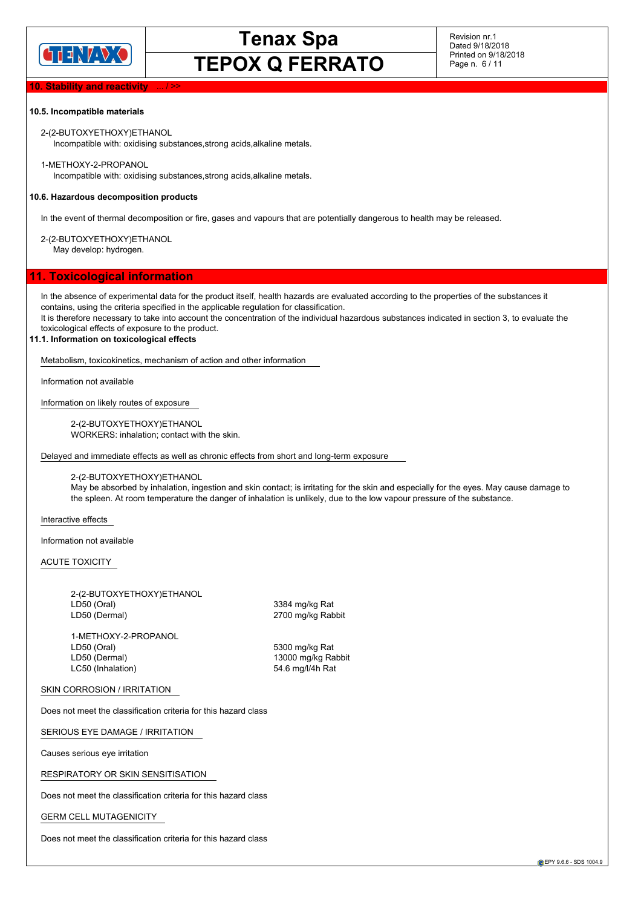## 10. Stability and reactivity ... / >>

### 10.5. Incompatible materials

2-(2-BUTOXYETHOXY)ETHANOL
Incompatible with: oxidising substances,strong acids,alkaline metals.

1-METHOXY-2-PROPANOL
Incompatible with: oxidising substances,strong acids,alkaline metals.

### 10.6. Hazardous decomposition products

In the event of thermal decomposition or fire, gases and vapours that are potentially dangerous to health may be released.

2-(2-BUTOXYETHOXY)ETHANOL
May develop: hydrogen.

## 11. Toxicological information

In the absence of experimental data for the product itself, health hazards are evaluated according to the properties of the substances it contains, using the criteria specified in the applicable regulation for classification.
It is therefore necessary to take into account the concentration of the individual hazardous substances indicated in section 3, to evaluate the toxicological effects of exposure to the product.

### 11.1. Information on toxicological effects

Metabolism, toxicokinetics, mechanism of action and other information

Information not available

Information on likely routes of exposure

2-(2-BUTOXYETHOXY)ETHANOL
WORKERS: inhalation; contact with the skin.

Delayed and immediate effects as well as chronic effects from short and long-term exposure

2-(2-BUTOXYETHOXY)ETHANOL
May be absorbed by inhalation, ingestion and skin contact; is irritating for the skin and especially for the eyes. May cause damage to the spleen. At room temperature the danger of inhalation is unlikely, due to the low vapour pressure of the substance.

Interactive effects

Information not available

ACUTE TOXICITY

2-(2-BUTOXYETHOXY)ETHANOL

| | |
|---|---|
| LD50 (Oral) | 3384 mg/kg Rat |
| LD50 (Dermal) | 2700 mg/kg Rabbit |

1-METHOXY-2-PROPANOL

| | |
|---|---|
| LD50 (Oral) | 5300 mg/kg Rat |
| LD50 (Dermal) | 13000 mg/kg Rabbit |
| LC50 (Inhalation) | 54.6 mg/l/4h Rat |

SKIN CORROSION / IRRITATION

Does not meet the classification criteria for this hazard class

SERIOUS EYE DAMAGE / IRRITATION

Causes serious eye irritation

RESPIRATORY OR SKIN SENSITISATION

Does not meet the classification criteria for this hazard class

GERM CELL MUTAGENICITY

Does not meet the classification criteria for this hazard class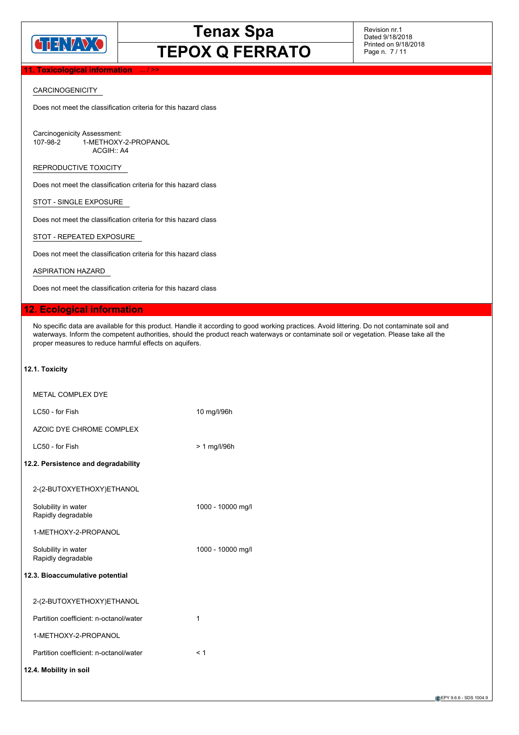## 11. Toxicological information ... / >>

CARCINOGENICITY

Does not meet the classification criteria for this hazard class

Carcinogenicity Assessment:
107-98-2 1-METHOXY-2-PROPANOL
ACGIH:: A4

REPRODUCTIVE TOXICITY

Does not meet the classification criteria for this hazard class

STOT - SINGLE EXPOSURE

Does not meet the classification criteria for this hazard class

STOT - REPEATED EXPOSURE

Does not meet the classification criteria for this hazard class

ASPIRATION HAZARD

Does not meet the classification criteria for this hazard class

## 12. Ecological information

No specific data are available for this product. Handle it according to good working practices. Avoid littering. Do not contaminate soil and waterways. Inform the competent authorities, should the product reach waterways or contaminate soil or vegetation. Please take all the proper measures to reduce harmful effects on aquifers.

### 12.1. Toxicity

METAL COMPLEX DYE

| | |
|---|---|
| LC50 - for Fish | 10 mg/l/96h |

AZOIC DYE CHROME COMPLEX

| | |
|---|---|
| LC50 - for Fish | > 1 mg/l/96h |

### 12.2. Persistence and degradability

2-(2-BUTOXYETHOXY)ETHANOL

| | |
|---|---|
| Solubility in water | 1000 - 10000 mg/l |
| Rapidly degradable | |

1-METHOXY-2-PROPANOL

| | |
|---|---|
| Solubility in water | 1000 - 10000 mg/l |
| Rapidly degradable | |

### 12.3. Bioaccumulative potential

2-(2-BUTOXYETHOXY)ETHANOL

| | |
|---|---|
| Partition coefficient: n-octanol/water | 1 |

1-METHOXY-2-PROPANOL

| | |
|---|---|
| Partition coefficient: n-octanol/water | < 1 |

### 12.4. Mobility in soil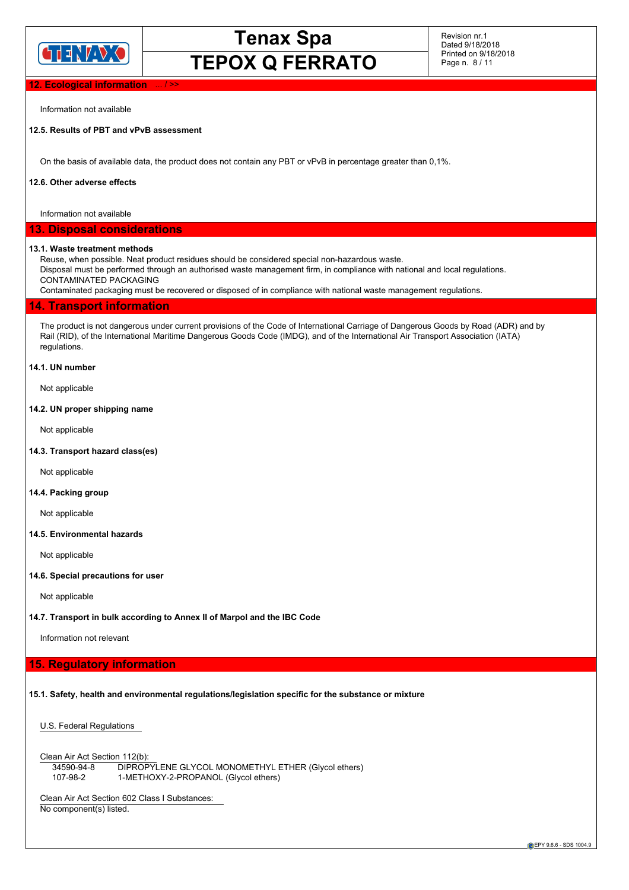## 12. Ecological information ... / >>

Information not available

**12.5. Results of PBT and vPvB assessment**

On the basis of available data, the product does not contain any PBT or vPvB in percentage greater than 0,1%.

**12.6. Other adverse effects**

Information not available

## 13. Disposal considerations

**13.1. Waste treatment methods**

Reuse, when possible. Neat product residues should be considered special non-hazardous waste.
Disposal must be performed through an authorised waste management firm, in compliance with national and local regulations.
CONTAMINATED PACKAGING
Contaminated packaging must be recovered or disposed of in compliance with national waste management regulations.

## 14. Transport information

The product is not dangerous under current provisions of the Code of International Carriage of Dangerous Goods by Road (ADR) and by Rail (RID), of the International Maritime Dangerous Goods Code (IMDG), and of the International Air Transport Association (IATA) regulations.

**14.1. UN number**

Not applicable

**14.2. UN proper shipping name**

Not applicable

**14.3. Transport hazard class(es)**

Not applicable

**14.4. Packing group**

Not applicable

**14.5. Environmental hazards**

Not applicable

**14.6. Special precautions for user**

Not applicable

**14.7. Transport in bulk according to Annex II of Marpol and the IBC Code**

Information not relevant

## 15. Regulatory information

**15.1. Safety, health and environmental regulations/legislation specific for the substance or mixture**

U.S. Federal Regulations

Clean Air Act Section 112(b):

| | |
|---|---|
| 34590-94-8 | DIPROPYLENE GLYCOL MONOMETHYL ETHER (Glycol ethers) |
| 107-98-2 | 1-METHOXY-2-PROPANOL (Glycol ethers) |

Clean Air Act Section 602 Class I Substances:
No component(s) listed.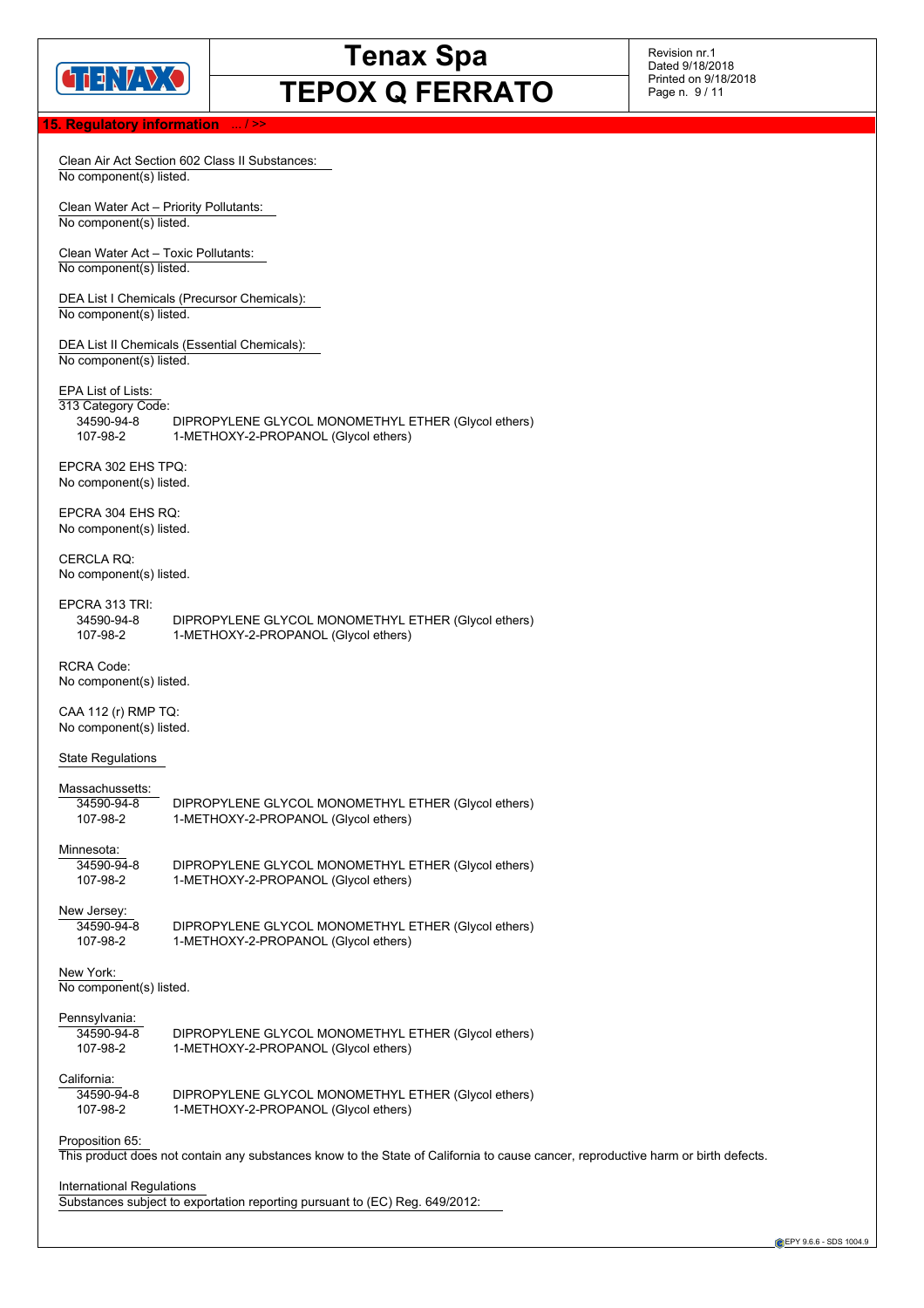## 15. Regulatory information ... / >>

Clean Air Act Section 602 Class II Substances:
No component(s) listed.

Clean Water Act – Priority Pollutants:
No component(s) listed.

Clean Water Act – Toxic Pollutants:
No component(s) listed.

DEA List I Chemicals (Precursor Chemicals):
No component(s) listed.

DEA List II Chemicals (Essential Chemicals):
No component(s) listed.

EPA List of Lists:
313 Category Code:

| | |
|---|---|
| 34590-94-8 | DIPROPYLENE GLYCOL MONOMETHYL ETHER (Glycol ethers) |
| 107-98-2 | 1-METHOXY-2-PROPANOL (Glycol ethers) |

EPCRA 302 EHS TPQ:
No component(s) listed.

EPCRA 304 EHS RQ:
No component(s) listed.

CERCLA RQ:
No component(s) listed.

EPCRA 313 TRI:

| | |
|---|---|
| 34590-94-8 | DIPROPYLENE GLYCOL MONOMETHYL ETHER (Glycol ethers) |
| 107-98-2 | 1-METHOXY-2-PROPANOL (Glycol ethers) |

RCRA Code:
No component(s) listed.

CAA 112 (r) RMP TQ:
No component(s) listed.

State Regulations

Massachussetts:

| | |
|---|---|
| 34590-94-8 | DIPROPYLENE GLYCOL MONOMETHYL ETHER (Glycol ethers) |
| 107-98-2 | 1-METHOXY-2-PROPANOL (Glycol ethers) |

Minnesota:

| | |
|---|---|
| 34590-94-8 | DIPROPYLENE GLYCOL MONOMETHYL ETHER (Glycol ethers) |
| 107-98-2 | 1-METHOXY-2-PROPANOL (Glycol ethers) |

New Jersey:

| | |
|---|---|
| 34590-94-8 | DIPROPYLENE GLYCOL MONOMETHYL ETHER (Glycol ethers) |
| 107-98-2 | 1-METHOXY-2-PROPANOL (Glycol ethers) |

New York:
No component(s) listed.

Pennsylvania:

| | |
|---|---|
| 34590-94-8 | DIPROPYLENE GLYCOL MONOMETHYL ETHER (Glycol ethers) |
| 107-98-2 | 1-METHOXY-2-PROPANOL (Glycol ethers) |

California:

| | |
|---|---|
| 34590-94-8 | DIPROPYLENE GLYCOL MONOMETHYL ETHER (Glycol ethers) |
| 107-98-2 | 1-METHOXY-2-PROPANOL (Glycol ethers) |

Proposition 65:
This product does not contain any substances know to the State of California to cause cancer, reproductive harm or birth defects.

International Regulations
Substances subject to exportation reporting pursuant to (EC) Reg. 649/2012: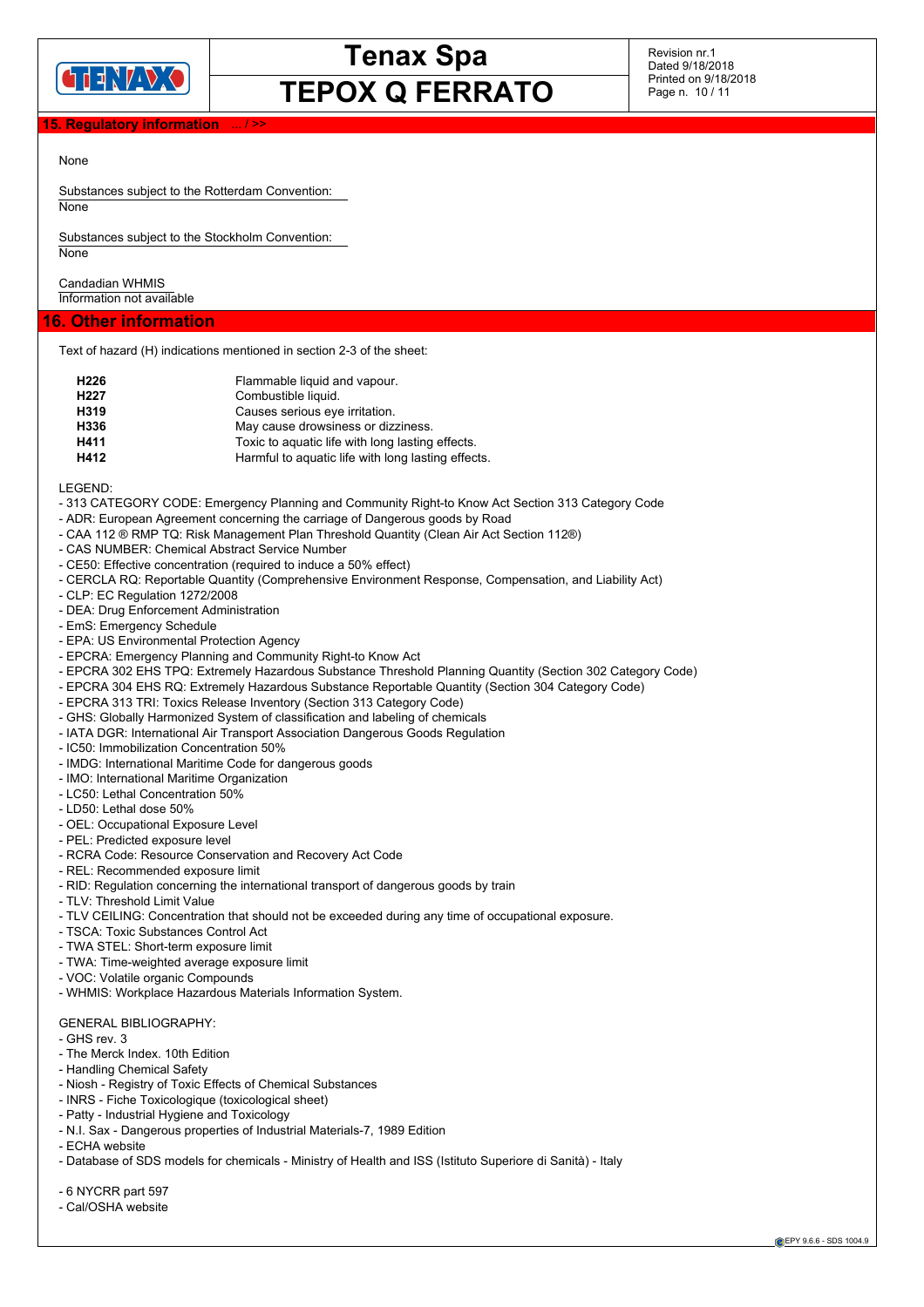## 15. Regulatory information ... / >>

None

Substances subject to the Rotterdam Convention:
None

Substances subject to the Stockholm Convention:
None

Candadian WHMIS
Information not available

## 16. Other information

Text of hazard (H) indications mentioned in section 2-3 of the sheet:

| | |
|---|---|
| **H226** | Flammable liquid and vapour. |
| **H227** | Combustible liquid. |
| **H319** | Causes serious eye irritation. |
| **H336** | May cause drowsiness or dizziness. |
| **H411** | Toxic to aquatic life with long lasting effects. |
| **H412** | Harmful to aquatic life with long lasting effects. |

LEGEND:
- 313 CATEGORY CODE: Emergency Planning and Community Right-to Know Act Section 313 Category Code
- ADR: European Agreement concerning the carriage of Dangerous goods by Road
- CAA 112 ® RMP TQ: Risk Management Plan Threshold Quantity (Clean Air Act Section 112®)
- CAS NUMBER: Chemical Abstract Service Number
- CE50: Effective concentration (required to induce a 50% effect)
- CERCLA RQ: Reportable Quantity (Comprehensive Environment Response, Compensation, and Liability Act)
- CLP: EC Regulation 1272/2008
- DEA: Drug Enforcement Administration
- EmS: Emergency Schedule
- EPA: US Environmental Protection Agency
- EPCRA: Emergency Planning and Community Right-to Know Act
- EPCRA 302 EHS TPQ: Extremely Hazardous Substance Threshold Planning Quantity (Section 302 Category Code)
- EPCRA 304 EHS RQ: Extremely Hazardous Substance Reportable Quantity (Section 304 Category Code)
- EPCRA 313 TRI: Toxics Release Inventory (Section 313 Category Code)
- GHS: Globally Harmonized System of classification and labeling of chemicals
- IATA DGR: International Air Transport Association Dangerous Goods Regulation
- IC50: Immobilization Concentration 50%
- IMDG: International Maritime Code for dangerous goods
- IMO: International Maritime Organization
- LC50: Lethal Concentration 50%
- LD50: Lethal dose 50%
- OEL: Occupational Exposure Level
- PEL: Predicted exposure level
- RCRA Code: Resource Conservation and Recovery Act Code
- REL: Recommended exposure limit
- RID: Regulation concerning the international transport of dangerous goods by train
- TLV: Threshold Limit Value
- TLV CEILING: Concentration that should not be exceeded during any time of occupational exposure.
- TSCA: Toxic Substances Control Act
- TWA STEL: Short-term exposure limit
- TWA: Time-weighted average exposure limit
- VOC: Volatile organic Compounds
- WHMIS: Workplace Hazardous Materials Information System.

GENERAL BIBLIOGRAPHY:
- GHS rev. 3
- The Merck Index. 10th Edition
- Handling Chemical Safety
- Niosh - Registry of Toxic Effects of Chemical Substances
- INRS - Fiche Toxicologique (toxicological sheet)
- Patty - Industrial Hygiene and Toxicology
- N.I. Sax - Dangerous properties of Industrial Materials-7, 1989 Edition
- ECHA website
- Database of SDS models for chemicals - Ministry of Health and ISS (Istituto Superiore di Sanità) - Italy

- 6 NYCRR part 597
- Cal/OSHA website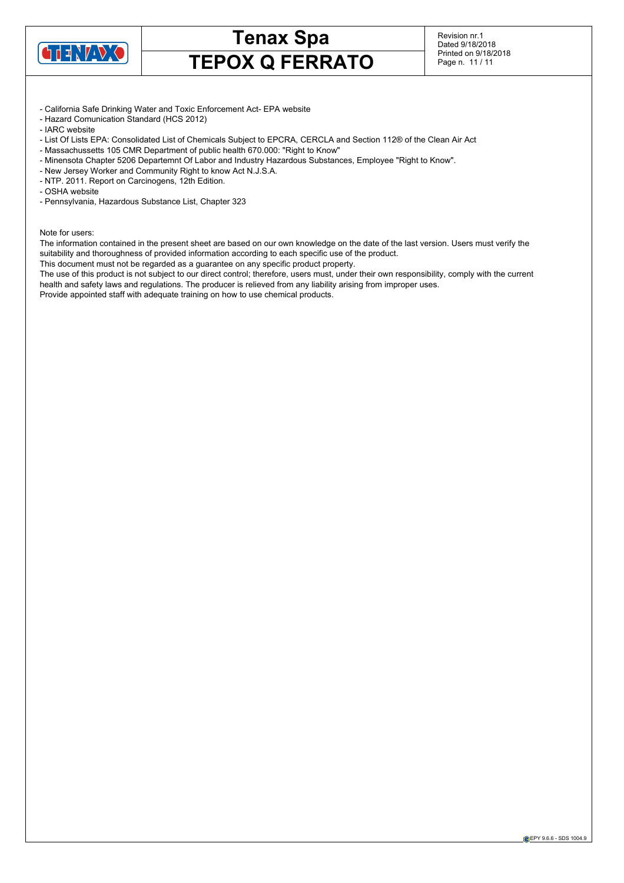- California Safe Drinking Water and Toxic Enforcement Act- EPA website
- Hazard Comunication Standard (HCS 2012)
- IARC website
- List Of Lists EPA: Consolidated List of Chemicals Subject to EPCRA, CERCLA and Section 112® of the Clean Air Act
- Massachussetts 105 CMR Department of public health 670.000: "Right to Know"
- Minensota Chapter 5206 Departemnt Of Labor and Industry Hazardous Substances, Employee "Right to Know".
- New Jersey Worker and Community Right to know Act N.J.S.A.
- NTP. 2011. Report on Carcinogens, 12th Edition.
- OSHA website
- Pennsylvania, Hazardous Substance List, Chapter 323

Note for users:

The information contained in the present sheet are based on our own knowledge on the date of the last version. Users must verify the suitability and thoroughness of provided information according to each specific use of the product.

This document must not be regarded as a guarantee on any specific product property.

The use of this product is not subject to our direct control; therefore, users must, under their own responsibility, comply with the current health and safety laws and regulations. The producer is relieved from any liability arising from improper uses.

Provide appointed staff with adequate training on how to use chemical products.